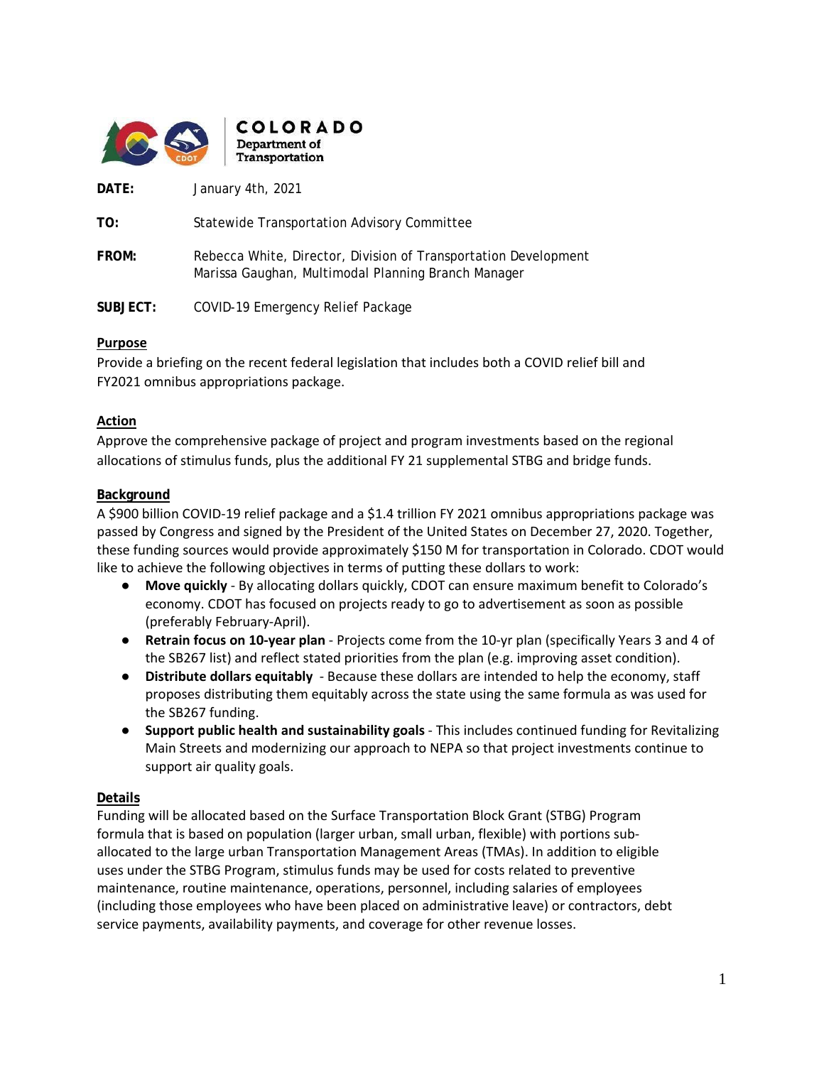**COLORADO**
**Department of Transportation**

**DATE:** January 4th, 2021

**TO:** Statewide Transportation Advisory Committee

**FROM:** Rebecca White, Director, Division of Transportation Development
Marissa Gaughan, Multimodal Planning Branch Manager

**SUBJECT:** COVID-19 Emergency Relief Package

## Purpose

Provide a briefing on the recent federal legislation that includes both a COVID relief bill and FY2021 omnibus appropriations package.

## Action

Approve the comprehensive package of project and program investments based on the regional allocations of stimulus funds, plus the additional FY 21 supplemental STBG and bridge funds.

## Background

A $900 billion COVID-19 relief package and a $1.4 trillion FY 2021 omnibus appropriations package was passed by Congress and signed by the President of the United States on December 27, 2020. Together, these funding sources would provide approximately $150 M for transportation in Colorado. CDOT would like to achieve the following objectives in terms of putting these dollars to work:

- **Move quickly** - By allocating dollars quickly, CDOT can ensure maximum benefit to Colorado's economy. CDOT has focused on projects ready to go to advertisement as soon as possible (preferably February-April).
- **Retrain focus on 10-year plan** - Projects come from the 10-yr plan (specifically Years 3 and 4 of the SB267 list) and reflect stated priorities from the plan (e.g. improving asset condition).
- **Distribute dollars equitably** - Because these dollars are intended to help the economy, staff proposes distributing them equitably across the state using the same formula as was used for the SB267 funding.
- **Support public health and sustainability goals** - This includes continued funding for Revitalizing Main Streets and modernizing our approach to NEPA so that project investments continue to support air quality goals.

## Details

Funding will be allocated based on the Surface Transportation Block Grant (STBG) Program formula that is based on population (larger urban, small urban, flexible) with portions sub-allocated to the large urban Transportation Management Areas (TMAs). In addition to eligible uses under the STBG Program, stimulus funds may be used for costs related to preventive maintenance, routine maintenance, operations, personnel, including salaries of employees (including those employees who have been placed on administrative leave) or contractors, debt service payments, availability payments, and coverage for other revenue losses.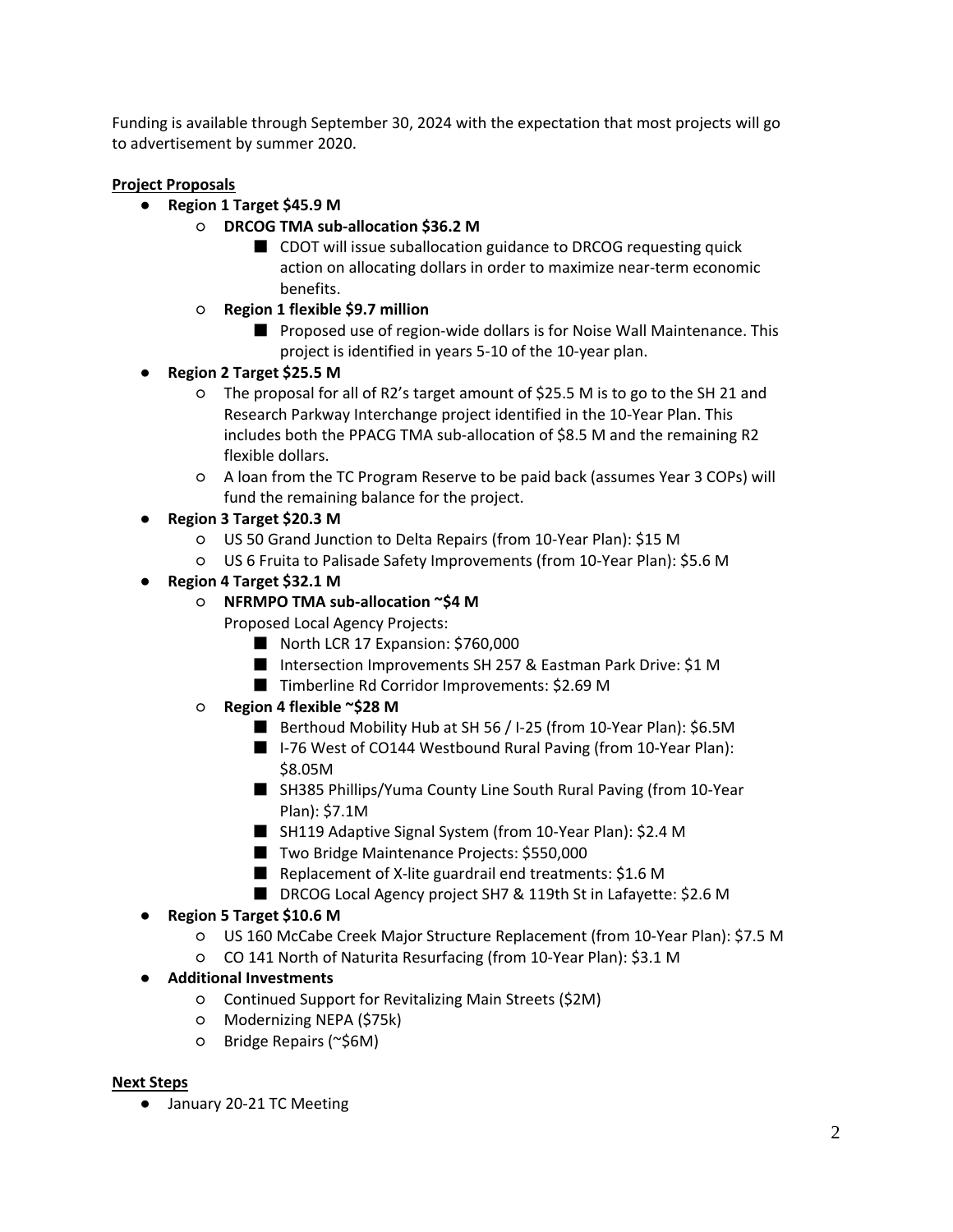Funding is available through September 30, 2024 with the expectation that most projects will go to advertisement by summer 2020.

**Project Proposals**

- **Region 1 Target $45.9 M**
  - **DRCOG TMA sub-allocation $36.2 M**
    - CDOT will issue suballocation guidance to DRCOG requesting quick action on allocating dollars in order to maximize near-term economic benefits.
  - **Region 1 flexible $9.7 million**
    - Proposed use of region-wide dollars is for Noise Wall Maintenance. This project is identified in years 5-10 of the 10-year plan.
- **Region 2 Target $25.5 M**
  - The proposal for all of R2's target amount of $25.5 M is to go to the SH 21 and Research Parkway Interchange project identified in the 10-Year Plan. This includes both the PPACG TMA sub-allocation of $8.5 M and the remaining R2 flexible dollars.
  - A loan from the TC Program Reserve to be paid back (assumes Year 3 COPs) will fund the remaining balance for the project.
- **Region 3 Target $20.3 M**
  - US 50 Grand Junction to Delta Repairs (from 10-Year Plan): $15 M
  - US 6 Fruita to Palisade Safety Improvements (from 10-Year Plan): $5.6 M
- **Region 4 Target $32.1 M**
  - **NFRMPO TMA sub-allocation ~$4 M**

    Proposed Local Agency Projects:
    - North LCR 17 Expansion: $760,000
    - Intersection Improvements SH 257 & Eastman Park Drive: $1 M
    - Timberline Rd Corridor Improvements: $2.69 M
  - **Region 4 flexible ~$28 M**
    - Berthoud Mobility Hub at SH 56 / I-25 (from 10-Year Plan): $6.5M
    - I-76 West of CO144 Westbound Rural Paving (from 10-Year Plan): $8.05M
    - SH385 Phillips/Yuma County Line South Rural Paving (from 10-Year Plan): $7.1M
    - SH119 Adaptive Signal System (from 10-Year Plan): $2.4 M
    - Two Bridge Maintenance Projects: $550,000
    - Replacement of X-lite guardrail end treatments: $1.6 M
    - DRCOG Local Agency project SH7 & 119th St in Lafayette: $2.6 M
- **Region 5 Target $10.6 M**
  - US 160 McCabe Creek Major Structure Replacement (from 10-Year Plan): $7.5 M
  - CO 141 North of Naturita Resurfacing (from 10-Year Plan): $3.1 M
- **Additional Investments**
  - Continued Support for Revitalizing Main Streets ($2M)
  - Modernizing NEPA ($75k)
  - Bridge Repairs (~$6M)

**Next Steps**

- January 20-21 TC Meeting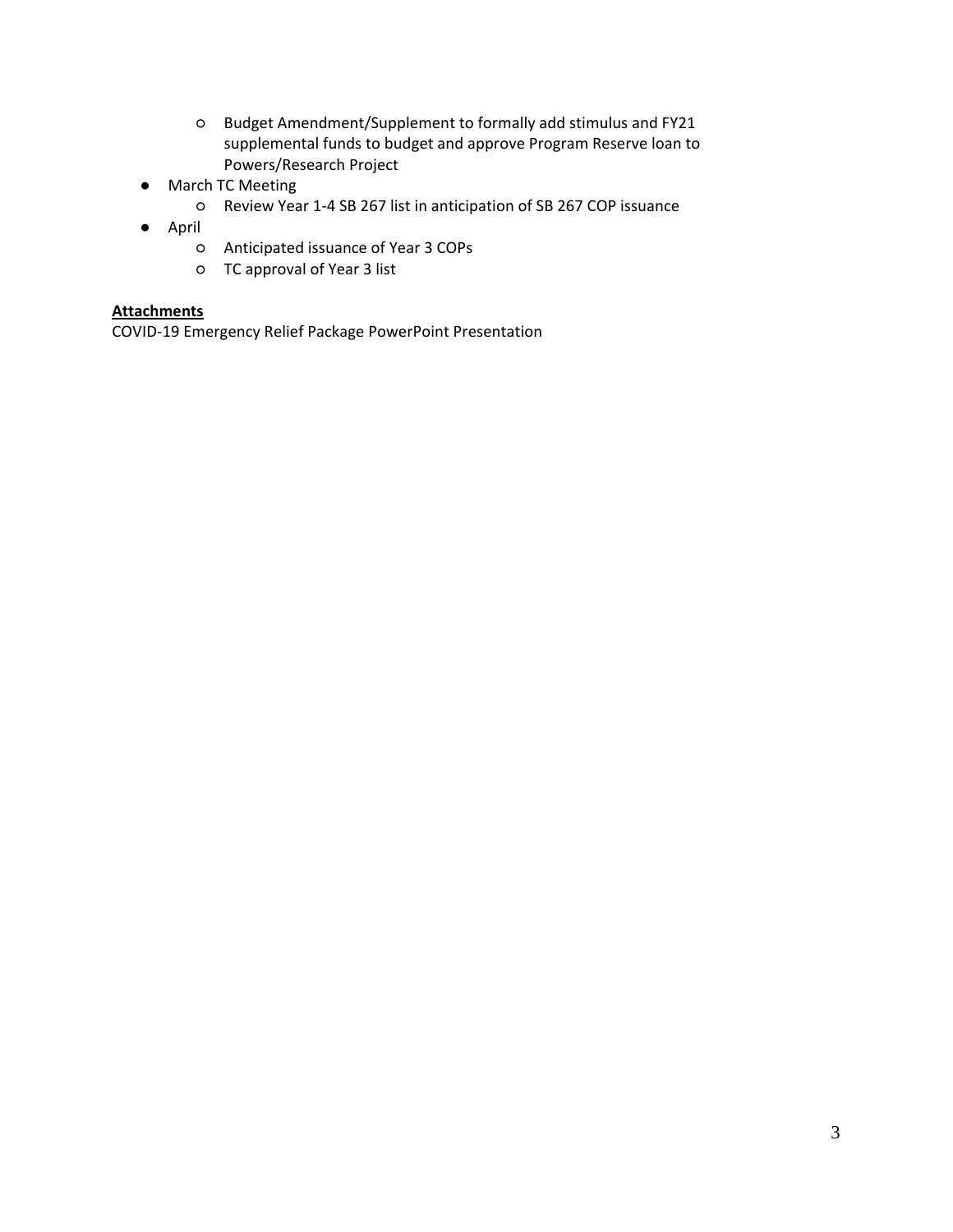- Budget Amendment/Supplement to formally add stimulus and FY21 supplemental funds to budget and approve Program Reserve loan to Powers/Research Project
- March TC Meeting
    - Review Year 1-4 SB 267 list in anticipation of SB 267 COP issuance
- April
    - Anticipated issuance of Year 3 COPs
    - TC approval of Year 3 list

**Attachments**

COVID-19 Emergency Relief Package PowerPoint Presentation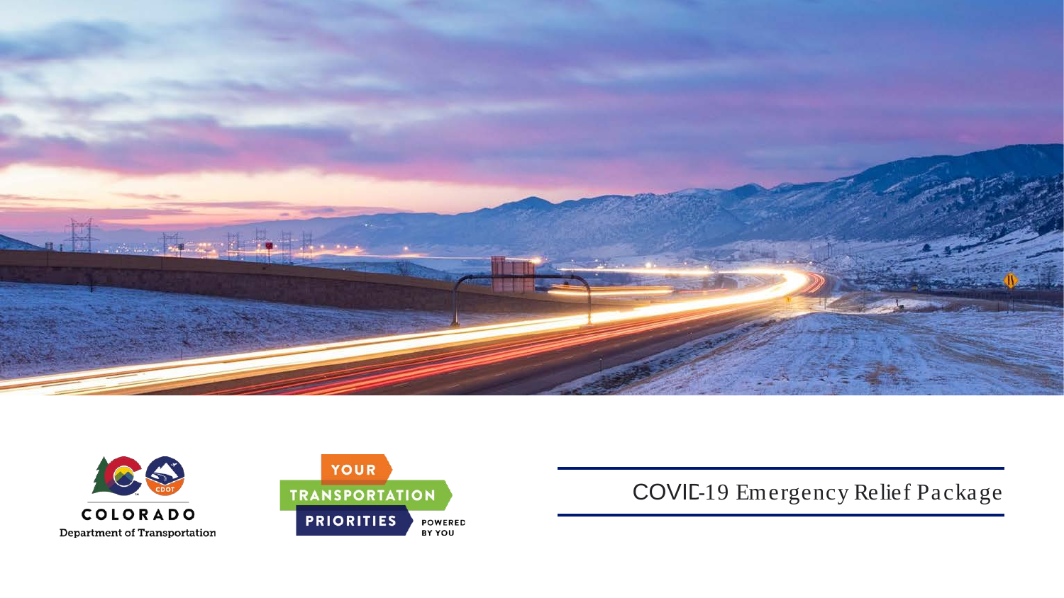# COVID-19 Emergency Relief Package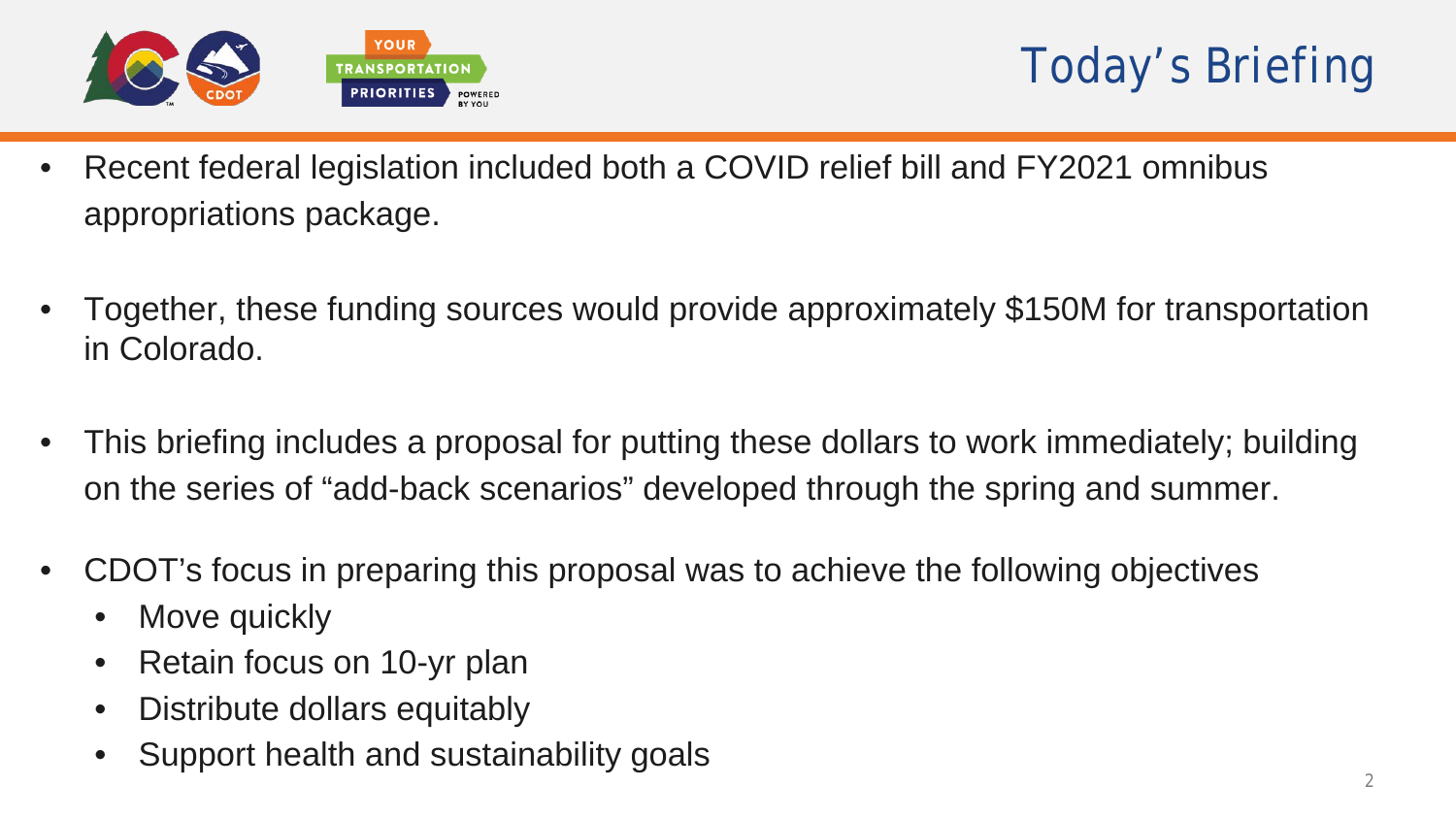# Today's Briefing

- Recent federal legislation included both a COVID relief bill and FY2021 omnibus appropriations package.
- Together, these funding sources would provide approximately $150M for transportation in Colorado.
- This briefing includes a proposal for putting these dollars to work immediately; building on the series of "add-back scenarios" developed through the spring and summer.
- CDOT's focus in preparing this proposal was to achieve the following objectives
    - Move quickly
    - Retain focus on 10-yr plan
    - Distribute dollars equitably
    - Support health and sustainability goals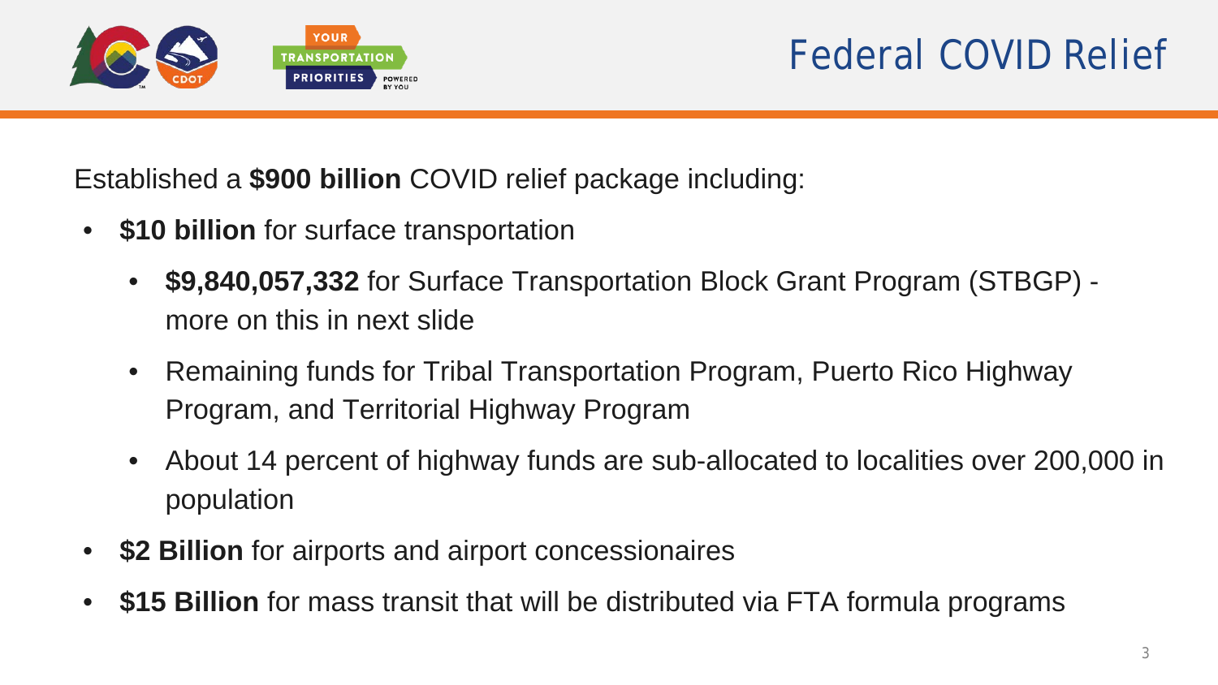# Federal COVID Relief

Established a **$900 billion** COVID relief package including:

- **$10 billion** for surface transportation
  - **$9,840,057,332** for Surface Transportation Block Grant Program (STBGP) - more on this in next slide
  - Remaining funds for Tribal Transportation Program, Puerto Rico Highway Program, and Territorial Highway Program
  - About 14 percent of highway funds are sub-allocated to localities over 200,000 in population
- **$2 Billion** for airports and airport concessionaires
- **$15 Billion** for mass transit that will be distributed via FTA formula programs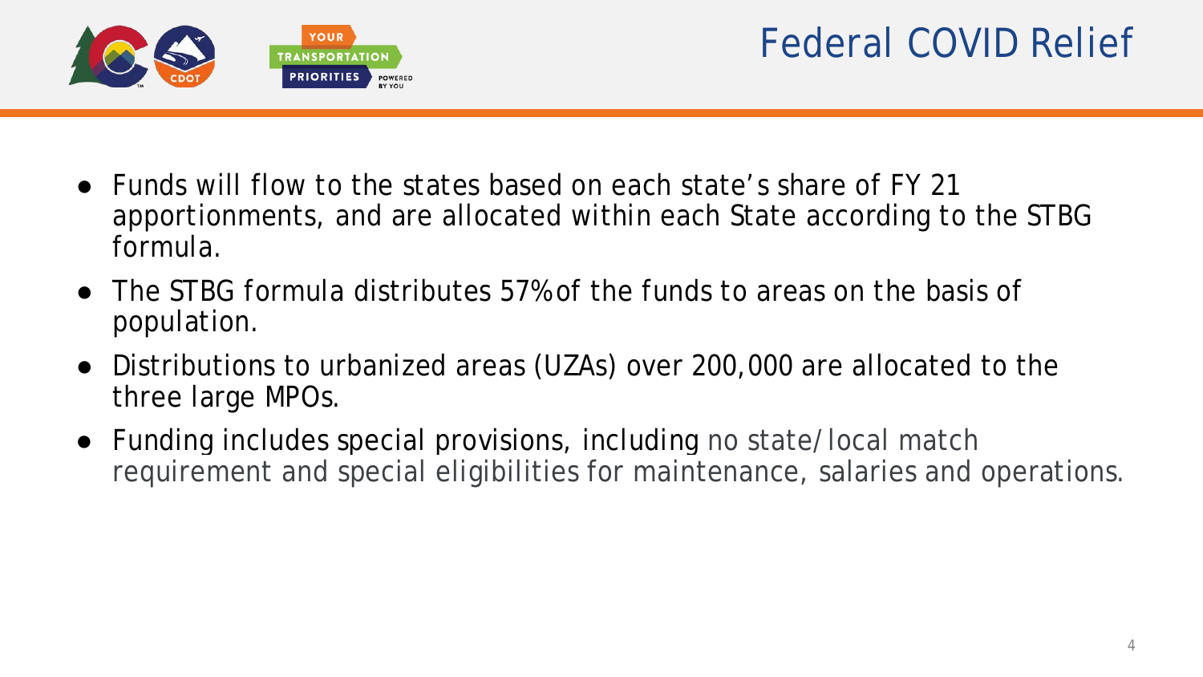# Federal COVID Relief

- Funds will flow to the states based on each state's share of FY 21 apportionments, and are allocated within each State according to the STBG formula.
- The STBG formula distributes 57% of the funds to areas on the basis of population.
- Distributions to urbanized areas (UZAs) over 200,000 are allocated to the three large MPOs.
- Funding includes special provisions, including no state/local match requirement and special eligibilities for maintenance, salaries and operations.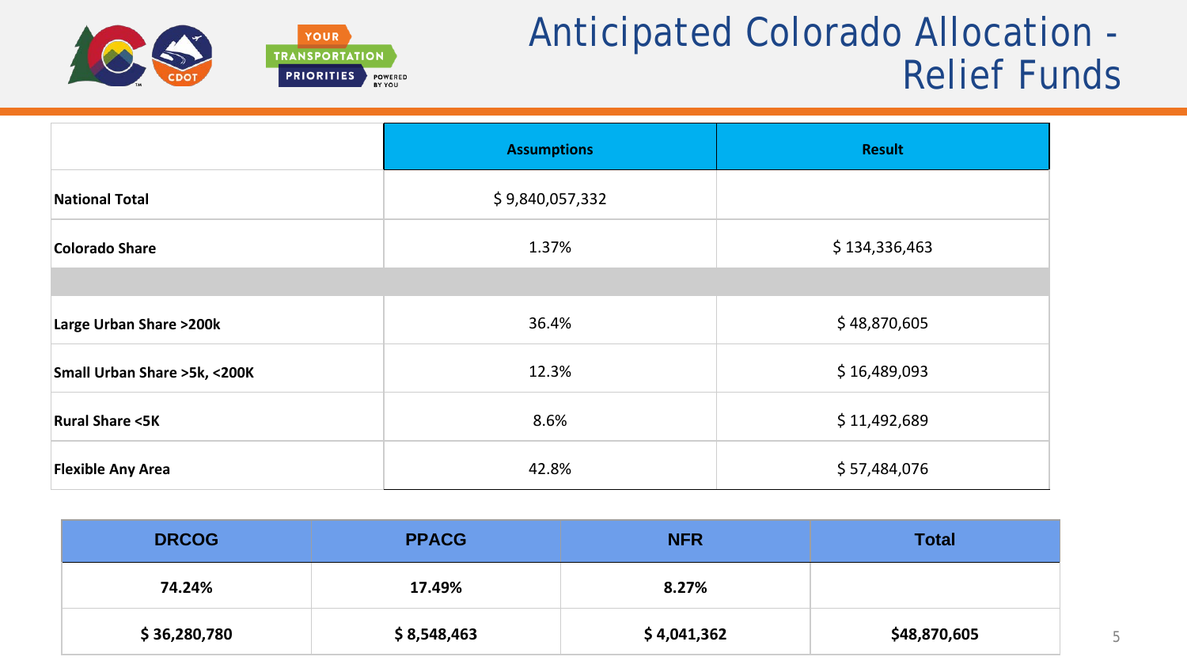# Anticipated Colorado Allocation - Relief Funds

| | Assumptions | Result |
|---|---|---|
| **National Total** | $ 9,840,057,332 | |
| **Colorado Share** | 1.37% | $ 134,336,463 |
| | | |
| **Large Urban Share >200k** | 36.4% | $ 48,870,605 |
| **Small Urban Share >5k, <200K** | 12.3% | $ 16,489,093 |
| **Rural Share <5K** | 8.6% | $ 11,492,689 |
| **Flexible Any Area** | 42.8% | $ 57,484,076 |

| DRCOG | PPACG | NFR | Total |
|---|---|---|---|
| **74.24%** | **17.49%** | **8.27%** | |
| **$ 36,280,780** | **$ 8,548,463** | **$ 4,041,362** | **$48,870,605** |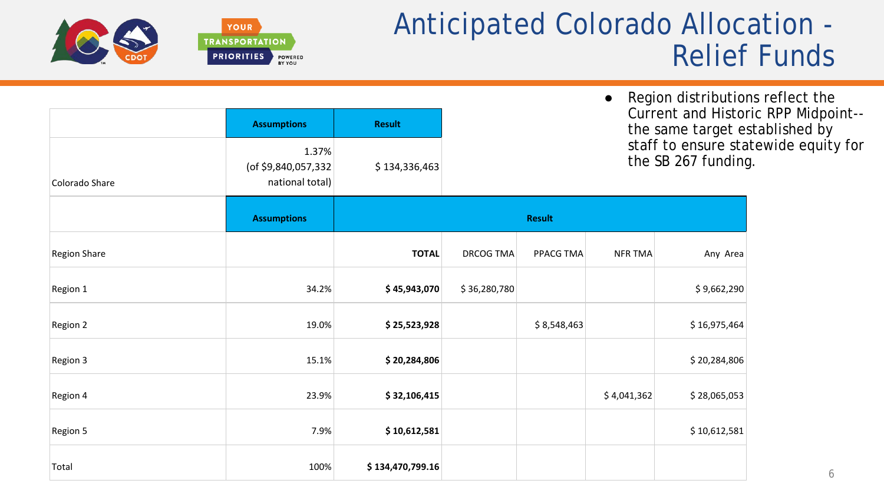# Anticipated Colorado Allocation - Relief Funds

- Region distributions reflect the Current and Historic RPP Midpoint--the same target established by staff to ensure statewide equity for the SB 267 funding.

| | Assumptions | Result |
|---|---|---|
| Colorado Share | 1.37% (of $9,840,057,332 national total) | $ 134,336,463 |

| | Assumptions | Result | | | | |
|---|---|---|---|---|---|---|
| Region Share | | **TOTAL** | DRCOG TMA | PPACG TMA | NFR TMA | Any Area |
| Region 1 | 34.2% | **$ 45,943,070** | $ 36,280,780 | | | $ 9,662,290 |
| Region 2 | 19.0% | **$ 25,523,928** | | $ 8,548,463 | | $ 16,975,464 |
| Region 3 | 15.1% | **$ 20,284,806** | | | | $ 20,284,806 |
| Region 4 | 23.9% | **$ 32,106,415** | | | $ 4,041,362 | $ 28,065,053 |
| Region 5 | 7.9% | **$ 10,612,581** | | | | $ 10,612,581 |
| Total | 100% | **$ 134,470,799.16** | | | | |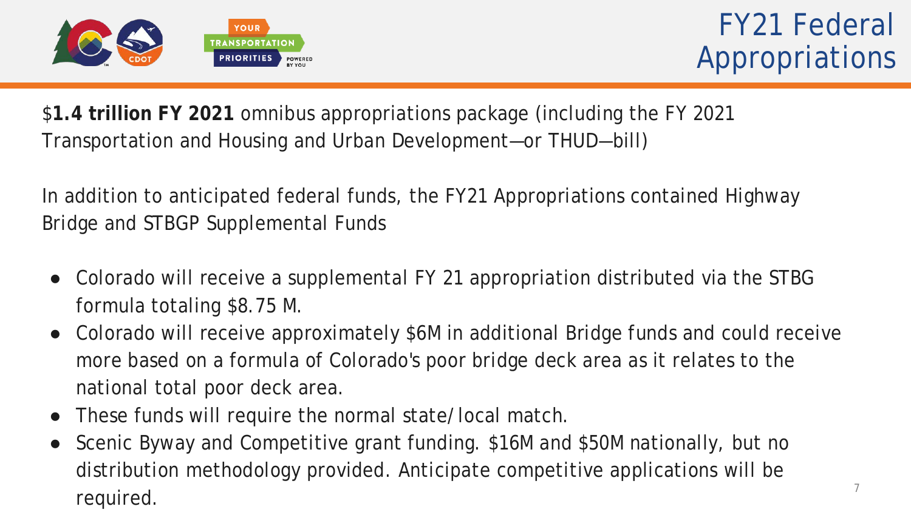# FY21 Federal Appropriations

$**1.4 trillion FY 2021** omnibus appropriations package (including the FY 2021 Transportation and Housing and Urban Development—or THUD—bill)

In addition to anticipated federal funds, the FY21 Appropriations contained Highway Bridge and STBGP Supplemental Funds

- Colorado will receive a supplemental FY 21 appropriation distributed via the STBG formula totaling $8.75 M.
- Colorado will receive approximately $6M in additional Bridge funds and could receive more based on a formula of Colorado's poor bridge deck area as it relates to the national total poor deck area.
- These funds will require the normal state/local match.
- Scenic Byway and Competitive grant funding. $16M and $50M nationally, but no distribution methodology provided. Anticipate competitive applications will be required.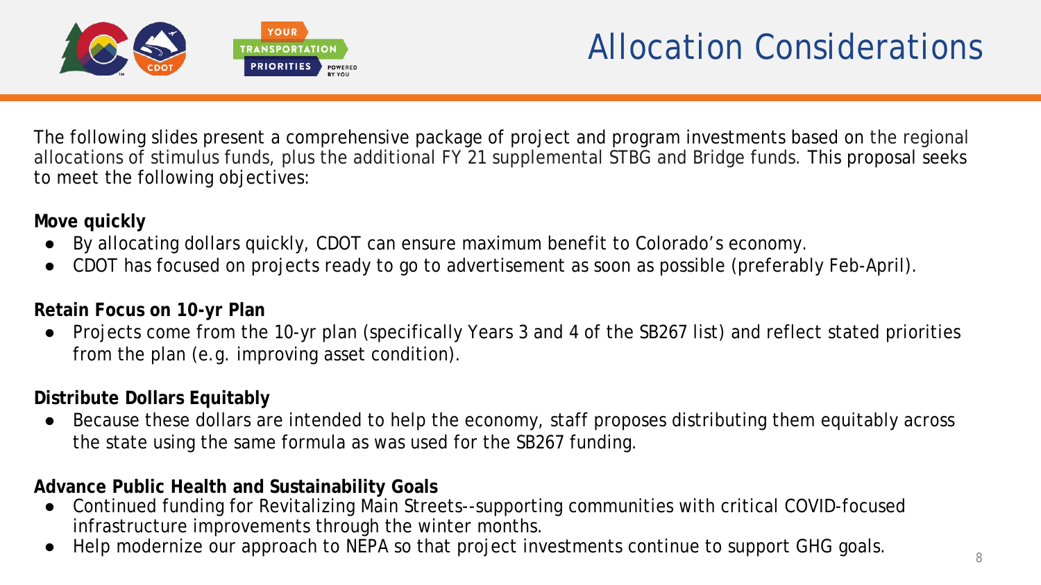# Allocation Considerations

The following slides present a comprehensive package of project and program investments based on the regional allocations of stimulus funds, plus the additional FY 21 supplemental STBG and Bridge funds. This proposal seeks to meet the following objectives:

**Move quickly**

- By allocating dollars quickly, CDOT can ensure maximum benefit to Colorado's economy.
- CDOT has focused on projects ready to go to advertisement as soon as possible (preferably Feb-April).

**Retain Focus on 10-yr Plan**

- Projects come from the 10-yr plan (specifically Years 3 and 4 of the SB267 list) and reflect stated priorities from the plan (e.g. improving asset condition).

**Distribute Dollars Equitably**

- Because these dollars are intended to help the economy, staff proposes distributing them equitably across the state using the same formula as was used for the SB267 funding.

**Advance Public Health and Sustainability Goals**

- Continued funding for Revitalizing Main Streets--supporting communities with critical COVID-focused infrastructure improvements through the winter months.
- Help modernize our approach to NEPA so that project investments continue to support GHG goals.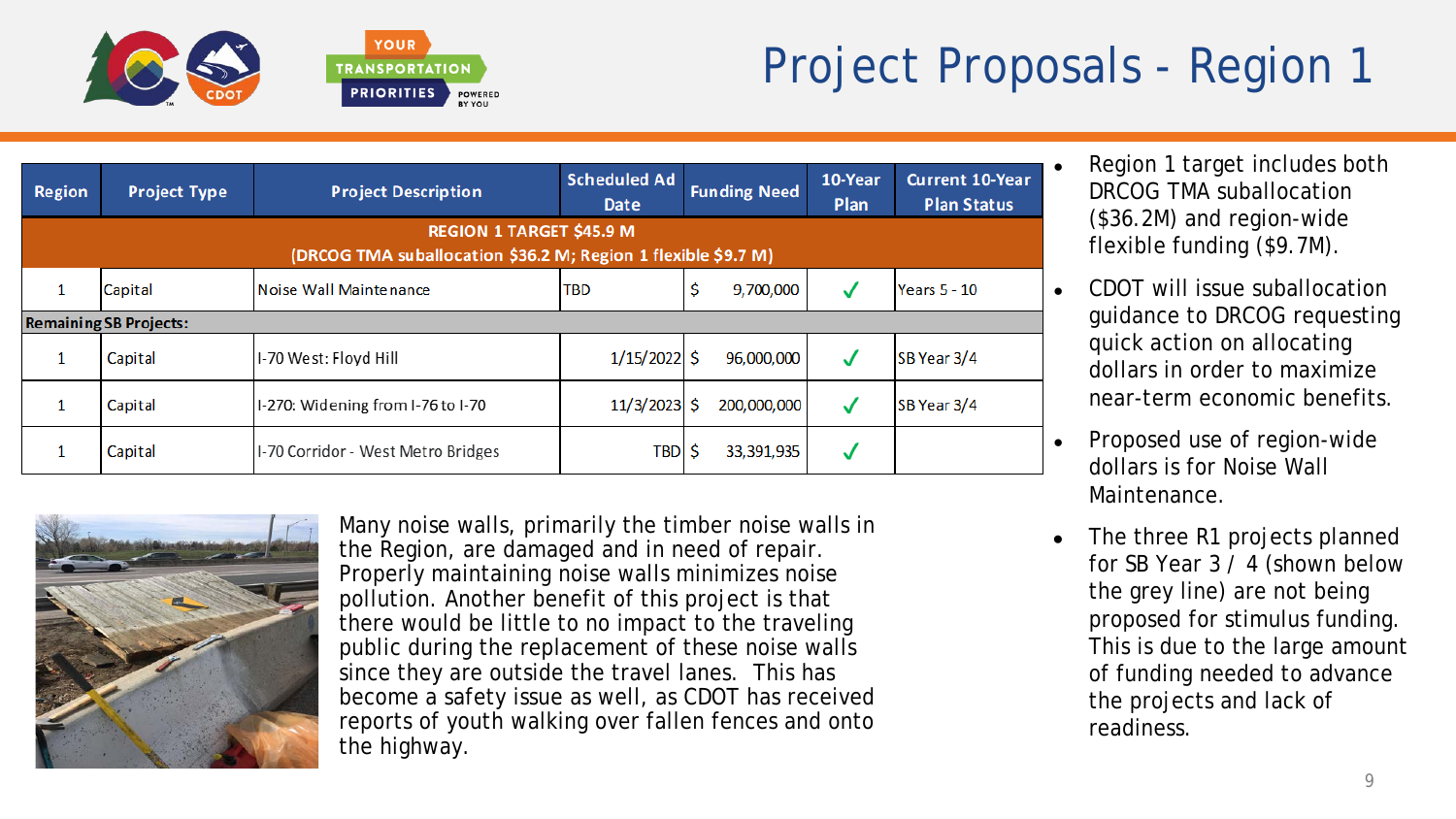# Project Proposals - Region 1

| Region | Project Type | Project Description | Scheduled Ad Date | Funding Need | 10-Year Plan | Current 10-Year Plan Status |
|---|---|---|---|---|---|---|
| **REGION 1 TARGET $45.9 M (DRCOG TMA suballocation $36.2 M; Region 1 flexible $9.7 M)** | | | | | | |
| 1 | Capital | Noise Wall Maintenance | TBD | $ 9,700,000 | ✓ | Years 5 - 10 |
| **Remaining SB Projects:** | | | | | | |
| 1 | Capital | I-70 West: Floyd Hill | 1/15/2022 | $ 96,000,000 | ✓ | SB Year 3/4 |
| 1 | Capital | I-270: Widening from I-76 to I-70 | 11/3/2023 | $ 200,000,000 | ✓ | SB Year 3/4 |
| 1 | Capital | I-70 Corridor - West Metro Bridges | TBD | $ 33,391,935 | ✓ | |

Many noise walls, primarily the timber noise walls in the Region, are damaged and in need of repair. Properly maintaining noise walls minimizes noise pollution. Another benefit of this project is that there would be little to no impact to the traveling public during the replacement of these noise walls since they are outside the travel lanes. This has become a safety issue as well, as CDOT has received reports of youth walking over fallen fences and onto the highway.

- Region 1 target includes both DRCOG TMA suballocation ($36.2M) and region-wide flexible funding ($9.7M).
- CDOT will issue suballocation guidance to DRCOG requesting quick action on allocating dollars in order to maximize near-term economic benefits.
- Proposed use of region-wide dollars is for Noise Wall Maintenance.
- The three R1 projects planned for SB Year 3 / 4 (shown below the grey line) are not being proposed for stimulus funding. This is due to the large amount of funding needed to advance the projects and lack of readiness.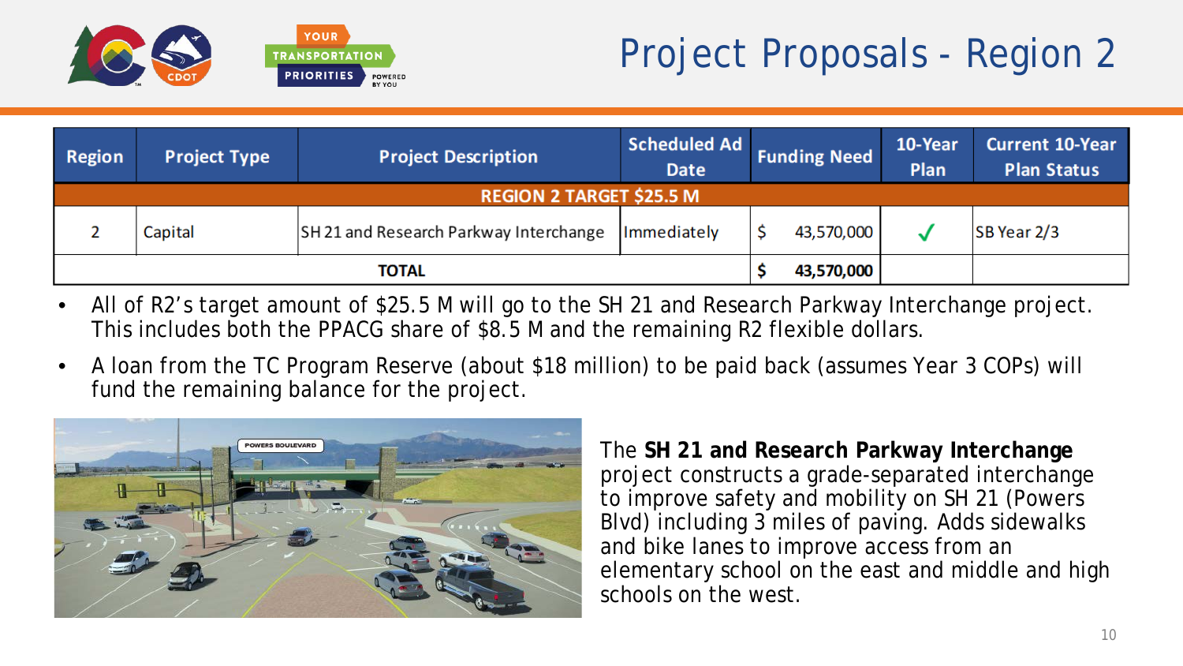# Project Proposals - Region 2

| Region | Project Type | Project Description | Scheduled Ad Date | Funding Need | 10-Year Plan | Current 10-Year Plan Status |
|---|---|---|---|---|---|---|
| **REGION 2 TARGET $25.5 M** | | | | | | |
| 2 | Capital | SH 21 and Research Parkway Interchange | Immediately | $ 43,570,000 | ✓ | SB Year 2/3 |
| **TOTAL** | | | | **$ 43,570,000** | | |

- All of R2's target amount of $25.5 M will go to the SH 21 and Research Parkway Interchange project. This includes both the PPACG share of $8.5 M and the remaining R2 flexible dollars.
- A loan from the TC Program Reserve (about $18 million) to be paid back (assumes Year 3 COPs) will fund the remaining balance for the project.

The **SH 21 and Research Parkway Interchange** project constructs a grade-separated interchange to improve safety and mobility on SH 21 (Powers Blvd) including 3 miles of paving. Adds sidewalks and bike lanes to improve access from an elementary school on the east and middle and high schools on the west.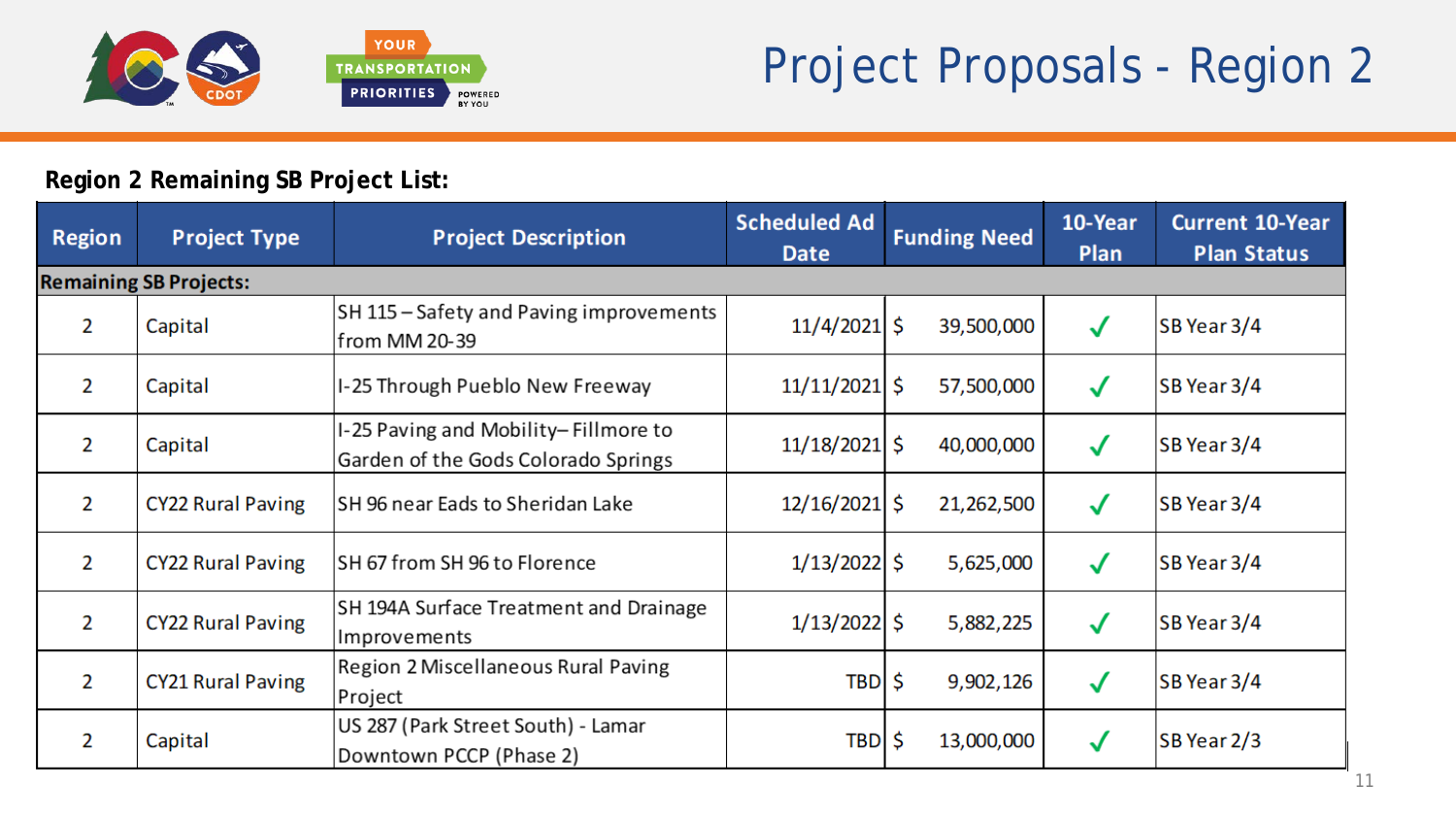# Project Proposals - Region 2

**Region 2 Remaining SB Project List:**

| Region | Project Type | Project Description | Scheduled Ad Date | Funding Need | 10-Year Plan | Current 10-Year Plan Status |
|---|---|---|---|---|---|---|
| **Remaining SB Projects:** | | | | | | |
| 2 | Capital | SH 115 – Safety and Paving improvements from MM 20-39 | 11/4/2021 | $ 39,500,000 | ✓ | SB Year 3/4 |
| 2 | Capital | I-25 Through Pueblo New Freeway | 11/11/2021 | $ 57,500,000 | ✓ | SB Year 3/4 |
| 2 | Capital | I-25 Paving and Mobility– Fillmore to Garden of the Gods Colorado Springs | 11/18/2021 | $ 40,000,000 | ✓ | SB Year 3/4 |
| 2 | CY22 Rural Paving | SH 96 near Eads to Sheridan Lake | 12/16/2021 | $ 21,262,500 | ✓ | SB Year 3/4 |
| 2 | CY22 Rural Paving | SH 67 from SH 96 to Florence | 1/13/2022 | $ 5,625,000 | ✓ | SB Year 3/4 |
| 2 | CY22 Rural Paving | SH 194A Surface Treatment and Drainage Improvements | 1/13/2022 | $ 5,882,225 | ✓ | SB Year 3/4 |
| 2 | CY21 Rural Paving | Region 2 Miscellaneous Rural Paving Project | TBD | $ 9,902,126 | ✓ | SB Year 3/4 |
| 2 | Capital | US 287 (Park Street South) - Lamar Downtown PCCP (Phase 2) | TBD | $ 13,000,000 | ✓ | SB Year 2/3 |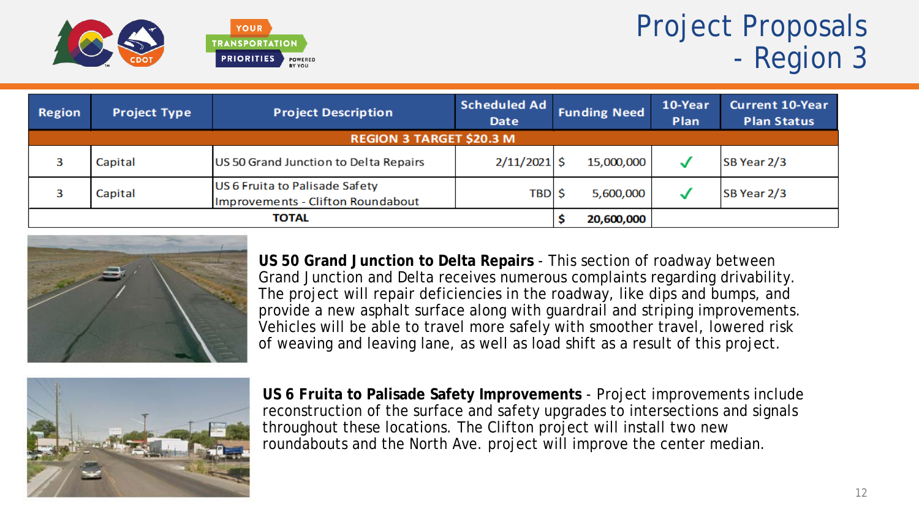# Project Proposals - Region 3

| Region | Project Type | Project Description | Scheduled Ad Date | Funding Need | 10-Year Plan | Current 10-Year Plan Status |
|---|---|---|---|---|---|---|
| REGION 3 TARGET $20.3 M | | | | | | |
| 3 | Capital | US 50 Grand Junction to Delta Repairs | 2/11/2021 | $ 15,000,000 | ✓ | SB Year 2/3 |
| 3 | Capital | US 6 Fruita to Palisade Safety Improvements - Clifton Roundabout | TBD | $ 5,600,000 | ✓ | SB Year 2/3 |
| TOTAL | | | | $ 20,600,000 | | |

**US 50 Grand Junction to Delta Repairs** - This section of roadway between Grand Junction and Delta receives numerous complaints regarding drivability. The project will repair deficiencies in the roadway, like dips and bumps, and provide a new asphalt surface along with guardrail and striping improvements. Vehicles will be able to travel more safely with smoother travel, lowered risk of weaving and leaving lane, as well as load shift as a result of this project.

**US 6 Fruita to Palisade Safety Improvements** - Project improvements include reconstruction of the surface and safety upgrades to intersections and signals throughout these locations. The Clifton project will install two new roundabouts and the North Ave. project will improve the center median.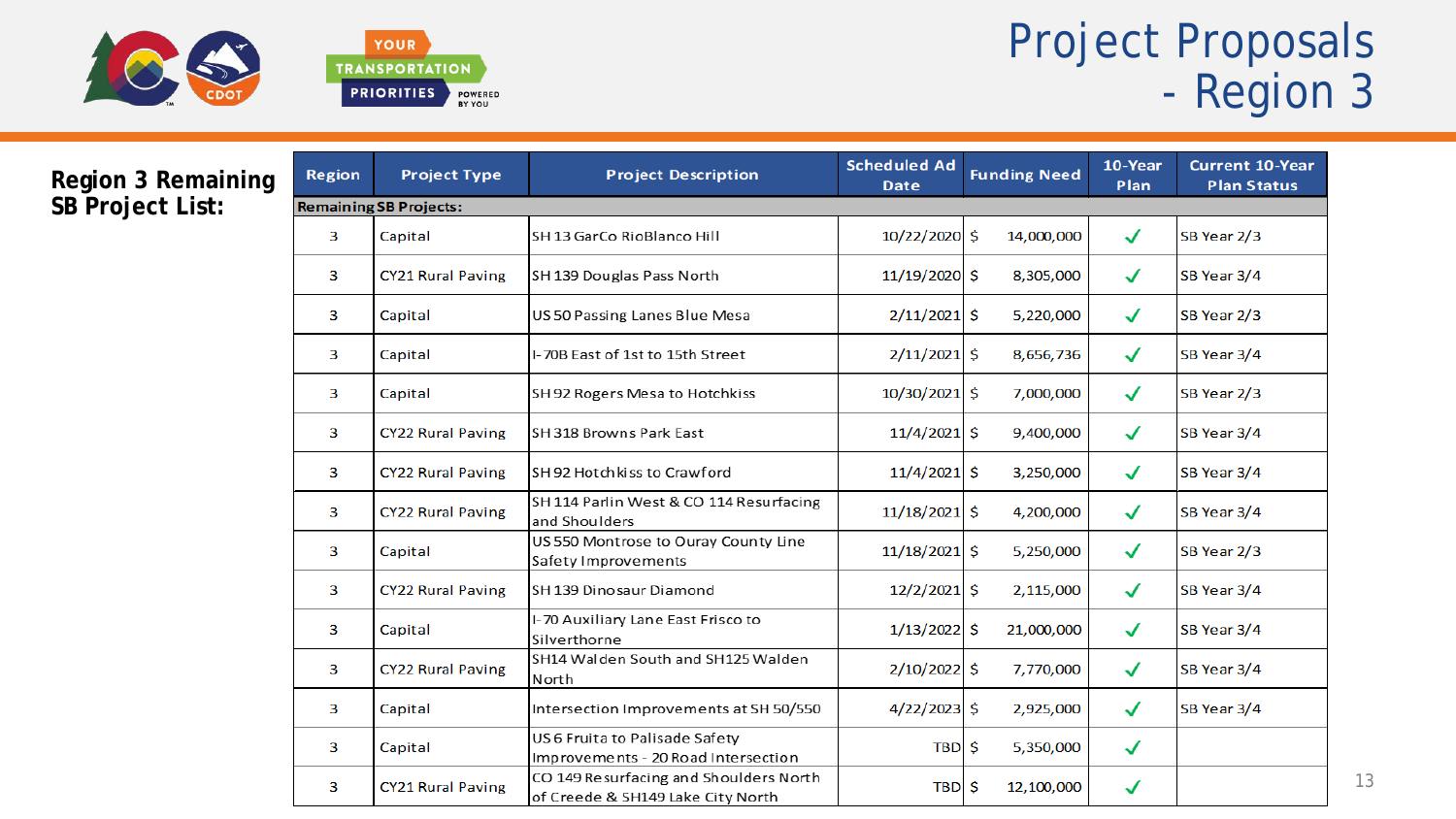# Project Proposals - Region 3

**Region 3 Remaining SB Project List:**

| Region | Project Type | Project Description | Scheduled Ad Date | Funding Need | 10-Year Plan | Current 10-Year Plan Status |
|---|---|---|---|---|---|---|
| **Remaining SB Projects:** | | | | | | |
| 3 | Capital | SH 13 GarCo RioBlanco Hill | 10/22/2020 | $ 14,000,000 | ✓ | SB Year 2/3 |
| 3 | CY21 Rural Paving | SH 139 Douglas Pass North | 11/19/2020 | $ 8,305,000 | ✓ | SB Year 3/4 |
| 3 | Capital | US 50 Passing Lanes Blue Mesa | 2/11/2021 | $ 5,220,000 | ✓ | SB Year 2/3 |
| 3 | Capital | I-70B East of 1st to 15th Street | 2/11/2021 | $ 8,656,736 | ✓ | SB Year 3/4 |
| 3 | Capital | SH 92 Rogers Mesa to Hotchkiss | 10/30/2021 | $ 7,000,000 | ✓ | SB Year 2/3 |
| 3 | CY22 Rural Paving | SH 318 Browns Park East | 11/4/2021 | $ 9,400,000 | ✓ | SB Year 3/4 |
| 3 | CY22 Rural Paving | SH 92 Hotchkiss to Crawford | 11/4/2021 | $ 3,250,000 | ✓ | SB Year 3/4 |
| 3 | CY22 Rural Paving | SH 114 Parlin West & CO 114 Resurfacing and Shoulders | 11/18/2021 | $ 4,200,000 | ✓ | SB Year 3/4 |
| 3 | Capital | US 550 Montrose to Ouray County Line Safety Improvements | 11/18/2021 | $ 5,250,000 | ✓ | SB Year 2/3 |
| 3 | CY22 Rural Paving | SH 139 Dinosaur Diamond | 12/2/2021 | $ 2,115,000 | ✓ | SB Year 3/4 |
| 3 | Capital | I-70 Auxiliary Lane East Frisco to Silverthorne | 1/13/2022 | $ 21,000,000 | ✓ | SB Year 3/4 |
| 3 | CY22 Rural Paving | SH14 Walden South and SH125 Walden North | 2/10/2022 | $ 7,770,000 | ✓ | SB Year 3/4 |
| 3 | Capital | Intersection Improvements at SH 50/550 | 4/22/2023 | $ 2,925,000 | ✓ | SB Year 3/4 |
| 3 | Capital | US 6 Fruita to Palisade Safety Improvements - 20 Road Intersection | TBD | $ 5,350,000 | ✓ | |
| 3 | CY21 Rural Paving | CO 149 Resurfacing and Shoulders North of Creede & SH149 Lake City North | TBD | $ 12,100,000 | ✓ | |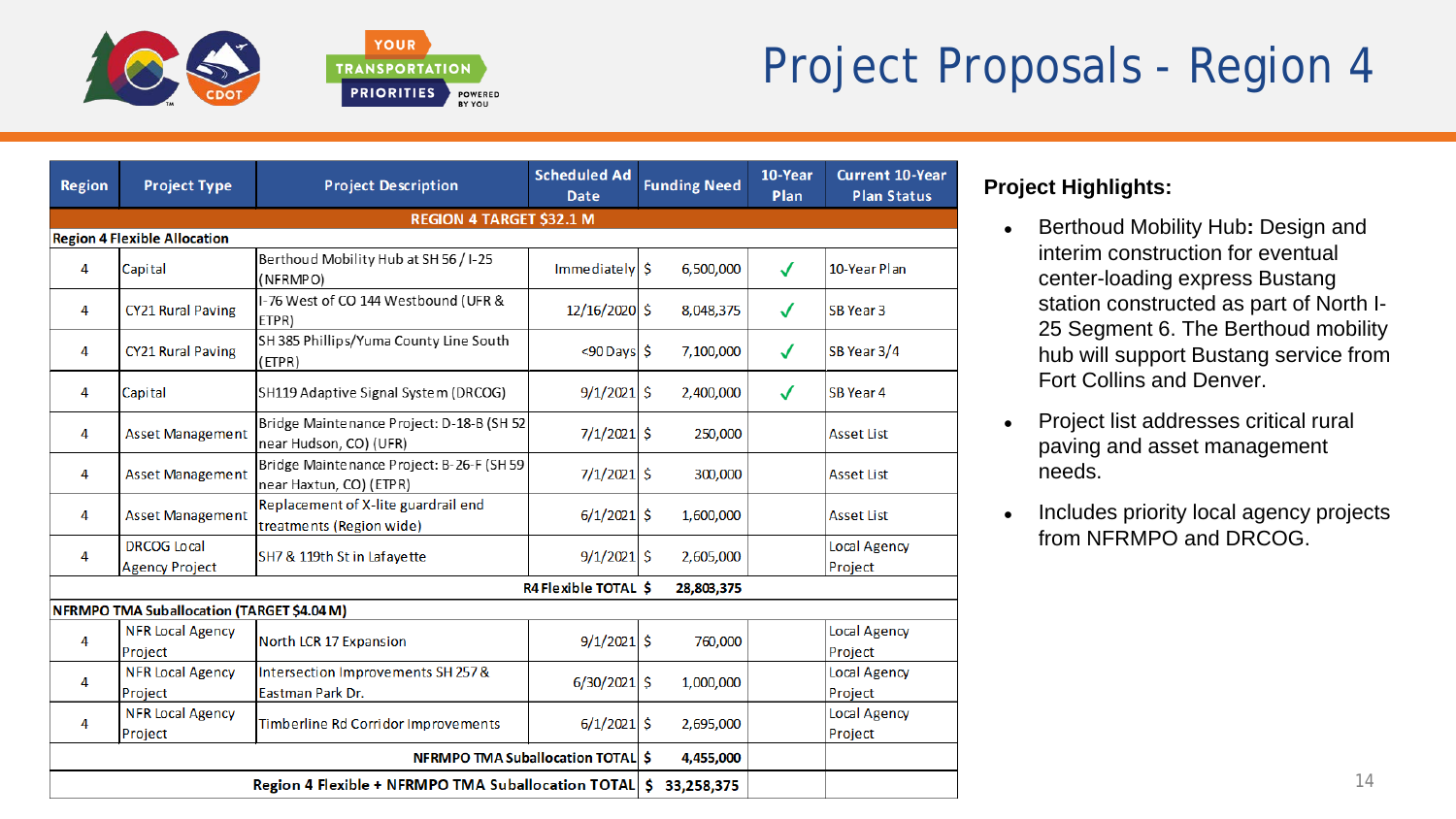# Project Proposals - Region 4

| Region | Project Type | Project Description | Scheduled Ad Date | Funding Need | 10-Year Plan | Current 10-Year Plan Status |
|---|---|---|---|---|---|---|
| **REGION 4 TARGET $32.1 M** | | | | | | |
| **Region 4 Flexible Allocation** | | | | | | |
| 4 | Capital | Berthoud Mobility Hub at SH 56 / I-25 (NFRMPO) | Immediately | $ 6,500,000 | ✓ | 10-Year Plan |
| 4 | CY21 Rural Paving | I-76 West of CO 144 Westbound (UFR & ETPR) | 12/16/2020 | $ 8,048,375 | ✓ | SB Year 3 |
| 4 | CY21 Rural Paving | SH 385 Phillips/Yuma County Line South (ETPR) | <90 Days | $ 7,100,000 | ✓ | SB Year 3/4 |
| 4 | Capital | SH119 Adaptive Signal System (DRCOG) | 9/1/2021 | $ 2,400,000 | ✓ | SB Year 4 |
| 4 | Asset Management | Bridge Maintenance Project: D-18-B (SH 52 near Hudson, CO) (UFR) | 7/1/2021 | $ 250,000 | | Asset List |
| 4 | Asset Management | Bridge Maintenance Project: B-26-F (SH 59 near Haxtun, CO) (ETPR) | 7/1/2021 | $ 300,000 | | Asset List |
| 4 | Asset Management | Replacement of X-lite guardrail end treatments (Region wide) | 6/1/2021 | $ 1,600,000 | | Asset List |
| 4 | DRCOG Local Agency Project | SH7 & 119th St in Lafayette | 9/1/2021 | $ 2,605,000 | | Local Agency Project |
| | | | **R4 Flexible TOTAL** | **$ 28,803,375** | | |
| **NFRMPO TMA Suballocation (TARGET $4.04 M)** | | | | | | |
| 4 | NFR Local Agency Project | North LCR 17 Expansion | 9/1/2021 | $ 760,000 | | Local Agency Project |
| 4 | NFR Local Agency Project | Intersection Improvements SH 257 & Eastman Park Dr. | 6/30/2021 | $ 1,000,000 | | Local Agency Project |
| 4 | NFR Local Agency Project | Timberline Rd Corridor Improvements | 6/1/2021 | $ 2,695,000 | | Local Agency Project |
| | | | **NFRMPO TMA Suballocation TOTAL** | **$ 4,455,000** | | |
| | | | **Region 4 Flexible + NFRMPO TMA Suballocation TOTAL** | **$ 33,258,375** | | |

**Project Highlights:**

- Berthoud Mobility Hub**:** Design and interim construction for eventual center-loading express Bustang station constructed as part of North I-25 Segment 6. The Berthoud mobility hub will support Bustang service from Fort Collins and Denver.
- Project list addresses critical rural paving and asset management needs.
- Includes priority local agency projects from NFRMPO and DRCOG.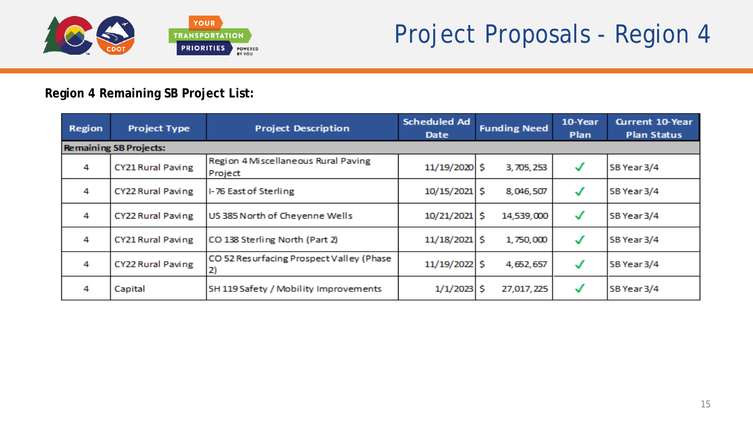# Project Proposals - Region 4

**Region 4 Remaining SB Project List:**

| Region | Project Type | Project Description | Scheduled Ad Date | Funding Need | 10-Year Plan | Current 10-Year Plan Status |
|---|---|---|---|---|---|---|
| **Remaining SB Projects:** | | | | | | |
| 4 | CY21 Rural Paving | Region 4 Miscellaneous Rural Paving Project | 11/19/2020 | $ 3,705,253 | ✓ | SB Year 3/4 |
| 4 | CY22 Rural Paving | I-76 East of Sterling | 10/15/2021 | $ 8,046,507 | ✓ | SB Year 3/4 |
| 4 | CY22 Rural Paving | US 385 North of Cheyenne Wells | 10/21/2021 | $ 14,539,000 | ✓ | SB Year 3/4 |
| 4 | CY21 Rural Paving | CO 138 Sterling North (Part 2) | 11/18/2021 | $ 1,750,000 | ✓ | SB Year 3/4 |
| 4 | CY22 Rural Paving | CO 52 Resurfacing Prospect Valley (Phase 2) | 11/19/2022 | $ 4,652,657 | ✓ | SB Year 3/4 |
| 4 | Capital | SH 119 Safety / Mobility Improvements | 1/1/2023 | $ 27,017,225 | ✓ | SB Year 3/4 |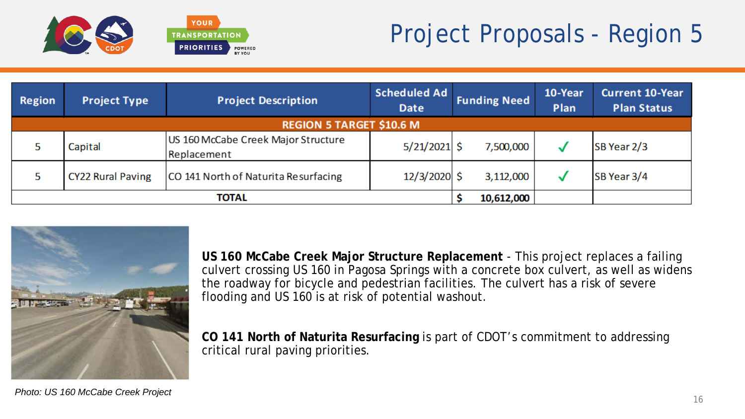# Project Proposals - Region 5

| Region | Project Type | Project Description | Scheduled Ad Date | Funding Need | 10-Year Plan | Current 10-Year Plan Status |
|---|---|---|---|---|---|---|
| **REGION 5 TARGET $10.6 M** | | | | | | |
| 5 | Capital | US 160 McCabe Creek Major Structure Replacement | 5/21/2021 | $ 7,500,000 | ✓ | SB Year 2/3 |
| 5 | CY22 Rural Paving | CO 141 North of Naturita Resurfacing | 12/3/2020 | $ 3,112,000 | ✓ | SB Year 3/4 |
| **TOTAL** | | | | **$ 10,612,000** | | |

*Photo: US 160 McCabe Creek Project*

**US 160 McCabe Creek Major Structure Replacement** - This project replaces a failing culvert crossing US 160 in Pagosa Springs with a concrete box culvert, as well as widens the roadway for bicycle and pedestrian facilities. The culvert has a risk of severe flooding and US 160 is at risk of potential washout.

**CO 141 North of Naturita Resurfacing** is part of CDOT's commitment to addressing critical rural paving priorities.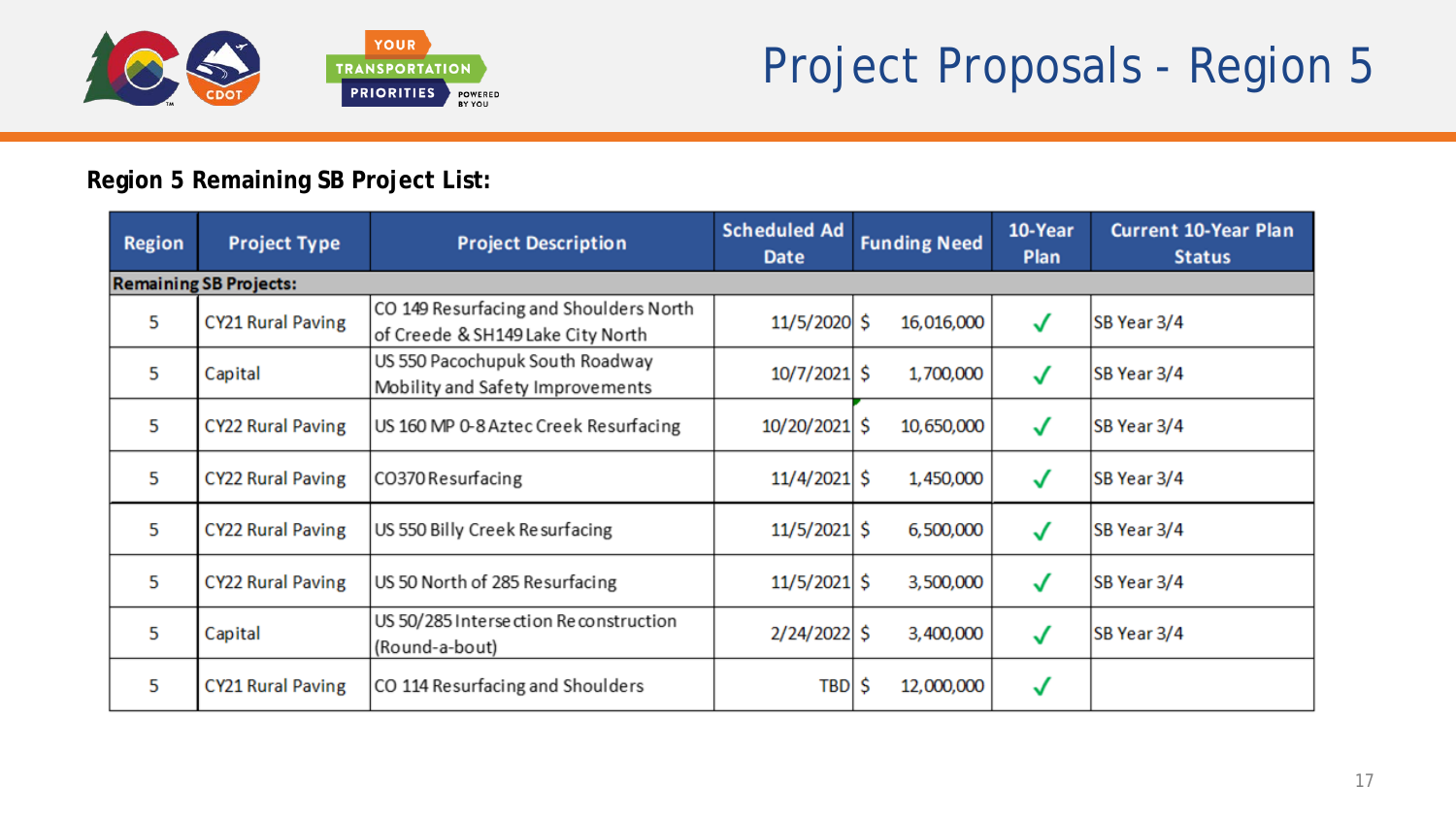# Project Proposals - Region 5

**Region 5 Remaining SB Project List:**

| Region | Project Type | Project Description | Scheduled Ad Date | Funding Need | 10-Year Plan | Current 10-Year Plan Status |
|---|---|---|---|---|---|---|
| **Remaining SB Projects:** | | | | | | |
| 5 | CY21 Rural Paving | CO 149 Resurfacing and Shoulders North of Creede & SH149 Lake City North | 11/5/2020 | $ 16,016,000 | ✓ | SB Year 3/4 |
| 5 | Capital | US 550 Pacochupuk South Roadway Mobility and Safety Improvements | 10/7/2021 | $ 1,700,000 | ✓ | SB Year 3/4 |
| 5 | CY22 Rural Paving | US 160 MP 0-8 Aztec Creek Resurfacing | 10/20/2021 | $ 10,650,000 | ✓ | SB Year 3/4 |
| 5 | CY22 Rural Paving | CO370 Resurfacing | 11/4/2021 | $ 1,450,000 | ✓ | SB Year 3/4 |
| 5 | CY22 Rural Paving | US 550 Billy Creek Resurfacing | 11/5/2021 | $ 6,500,000 | ✓ | SB Year 3/4 |
| 5 | CY22 Rural Paving | US 50 North of 285 Resurfacing | 11/5/2021 | $ 3,500,000 | ✓ | SB Year 3/4 |
| 5 | Capital | US 50/285 Intersection Reconstruction (Round-a-bout) | 2/24/2022 | $ 3,400,000 | ✓ | SB Year 3/4 |
| 5 | CY21 Rural Paving | CO 114 Resurfacing and Shoulders | TBD | $ 12,000,000 | ✓ | |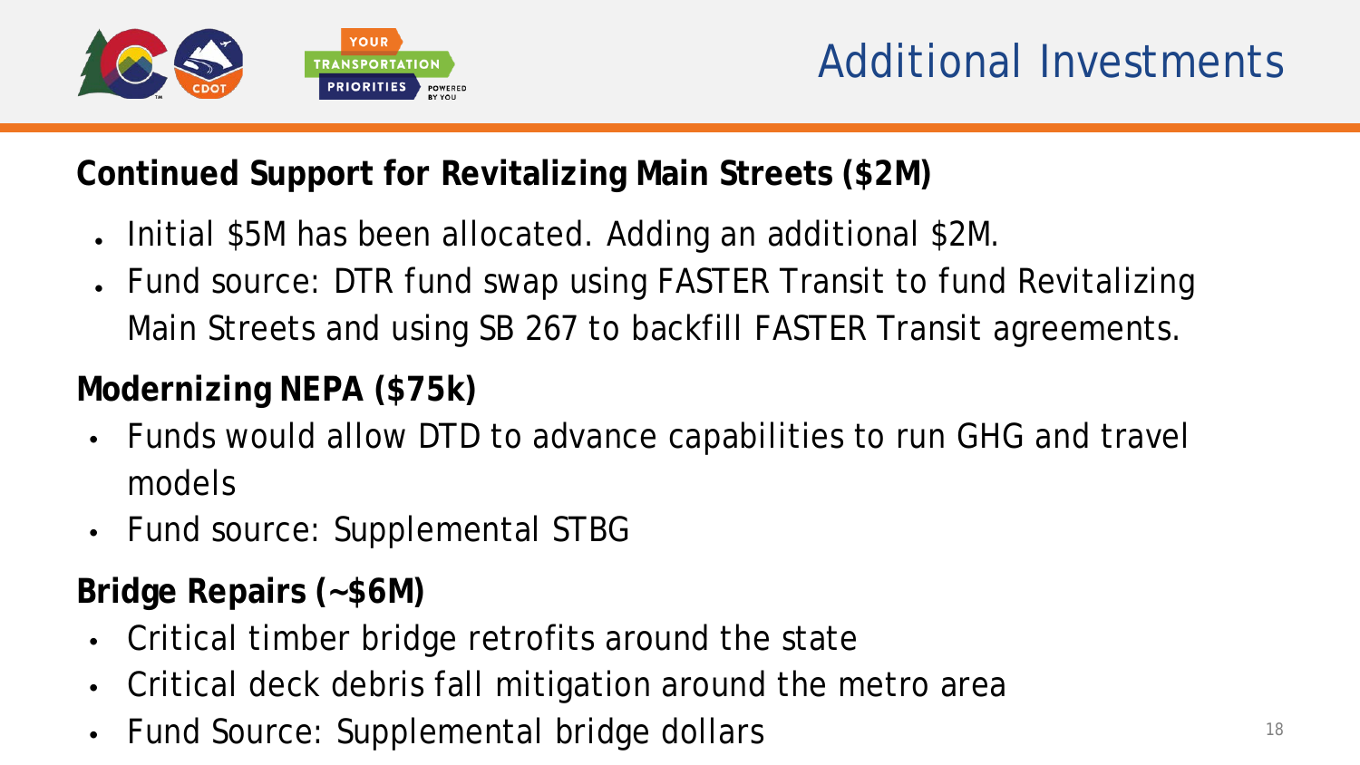# Additional Investments

## Continued Support for Revitalizing Main Streets ($2M)

- Initial $5M has been allocated. Adding an additional $2M.
- Fund source: DTR fund swap using FASTER Transit to fund Revitalizing Main Streets and using SB 267 to backfill FASTER Transit agreements.

## Modernizing NEPA ($75k)

- Funds would allow DTD to advance capabilities to run GHG and travel models
- Fund source: Supplemental STBG

## Bridge Repairs (~$6M)

- Critical timber bridge retrofits around the state
- Critical deck debris fall mitigation around the metro area
- Fund Source: Supplemental bridge dollars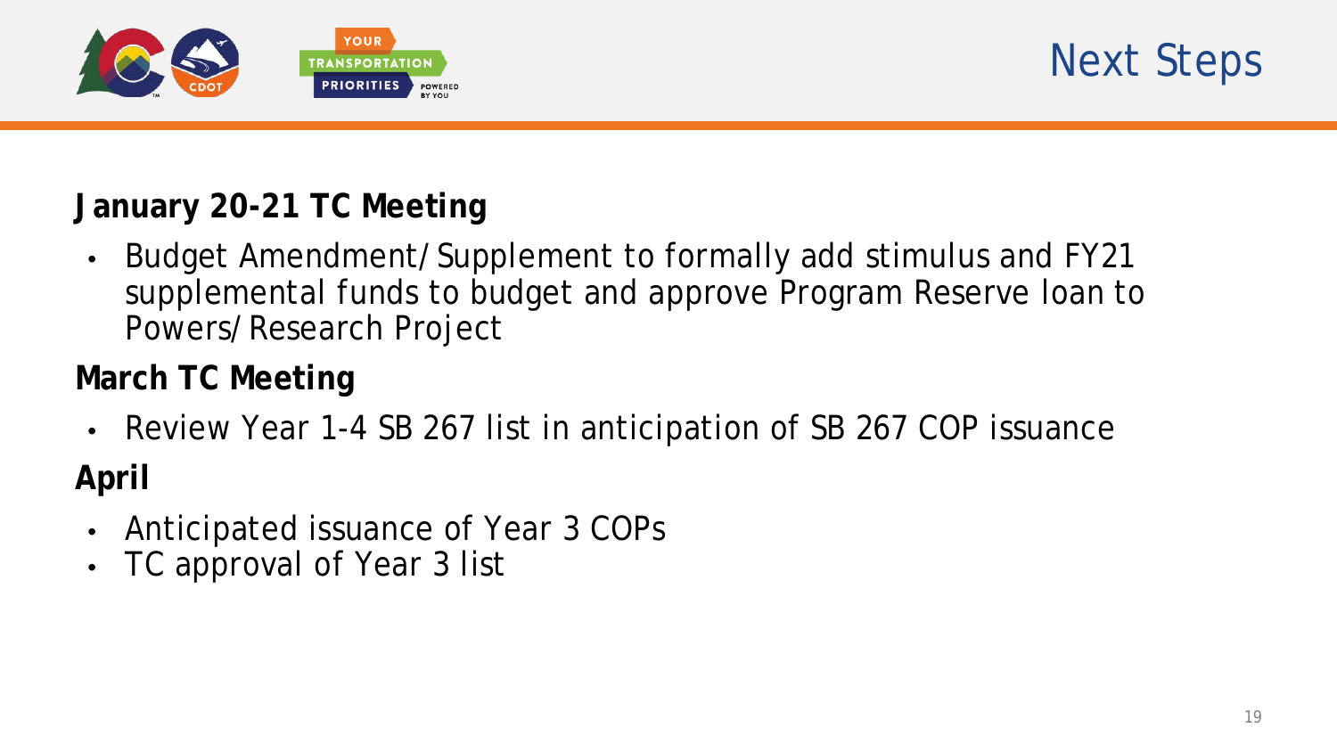# Next Steps

**January 20-21 TC Meeting**

- Budget Amendment/Supplement to formally add stimulus and FY21 supplemental funds to budget and approve Program Reserve loan to Powers/Research Project

**March TC Meeting**

- Review Year 1-4 SB 267 list in anticipation of SB 267 COP issuance

**April**

- Anticipated issuance of Year 3 COPs
- TC approval of Year 3 list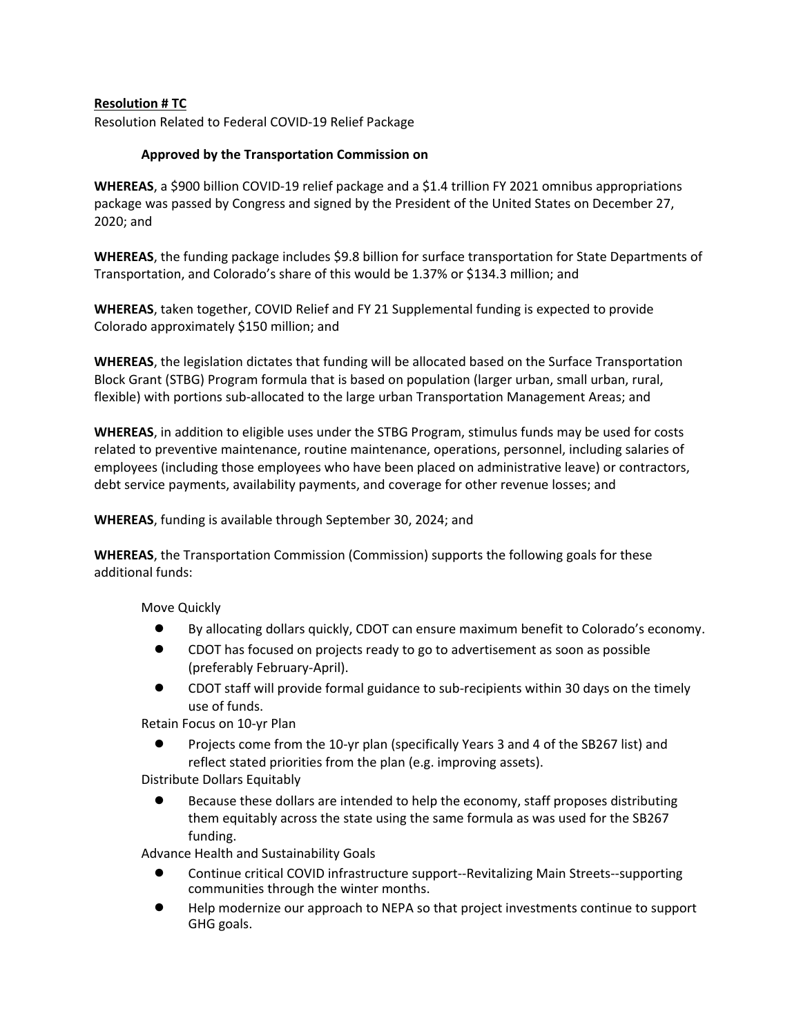**Resolution # TC**

Resolution Related to Federal COVID-19 Relief Package

**Approved by the Transportation Commission on**

**WHEREAS**, a $900 billion COVID-19 relief package and a $1.4 trillion FY 2021 omnibus appropriations package was passed by Congress and signed by the President of the United States on December 27, 2020; and

**WHEREAS**, the funding package includes $9.8 billion for surface transportation for State Departments of Transportation, and Colorado's share of this would be 1.37% or $134.3 million; and

**WHEREAS**, taken together, COVID Relief and FY 21 Supplemental funding is expected to provide Colorado approximately $150 million; and

**WHEREAS**, the legislation dictates that funding will be allocated based on the Surface Transportation Block Grant (STBG) Program formula that is based on population (larger urban, small urban, rural, flexible) with portions sub-allocated to the large urban Transportation Management Areas; and

**WHEREAS**, in addition to eligible uses under the STBG Program, stimulus funds may be used for costs related to preventive maintenance, routine maintenance, operations, personnel, including salaries of employees (including those employees who have been placed on administrative leave) or contractors, debt service payments, availability payments, and coverage for other revenue losses; and

**WHEREAS**, funding is available through September 30, 2024; and

**WHEREAS**, the Transportation Commission (Commission) supports the following goals for these additional funds:

Move Quickly

- By allocating dollars quickly, CDOT can ensure maximum benefit to Colorado's economy.
- CDOT has focused on projects ready to go to advertisement as soon as possible (preferably February-April).
- CDOT staff will provide formal guidance to sub-recipients within 30 days on the timely use of funds.

Retain Focus on 10-yr Plan

- Projects come from the 10-yr plan (specifically Years 3 and 4 of the SB267 list) and reflect stated priorities from the plan (e.g. improving assets).

Distribute Dollars Equitably

- Because these dollars are intended to help the economy, staff proposes distributing them equitably across the state using the same formula as was used for the SB267 funding.

Advance Health and Sustainability Goals

- Continue critical COVID infrastructure support--Revitalizing Main Streets--supporting communities through the winter months.
- Help modernize our approach to NEPA so that project investments continue to support GHG goals.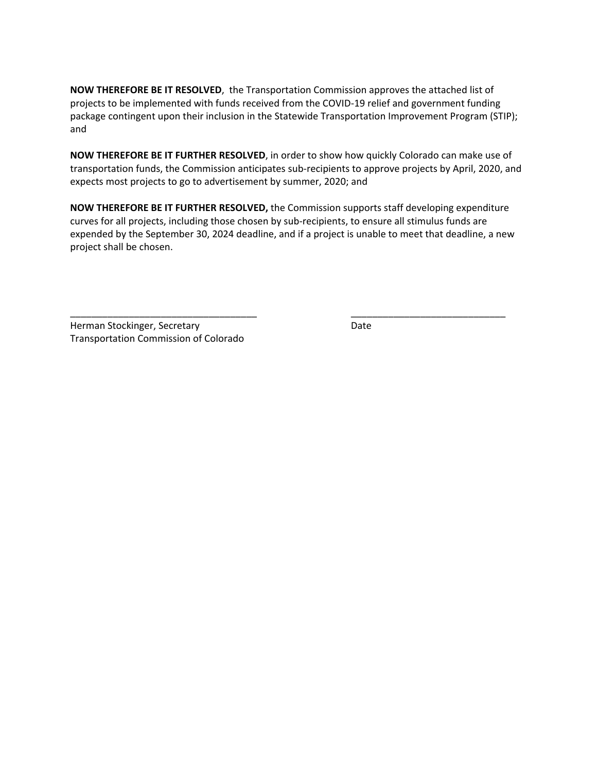**NOW THEREFORE BE IT RESOLVED**, the Transportation Commission approves the attached list of projects to be implemented with funds received from the COVID-19 relief and government funding package contingent upon their inclusion in the Statewide Transportation Improvement Program (STIP); and

**NOW THEREFORE BE IT FURTHER RESOLVED**, in order to show how quickly Colorado can make use of transportation funds, the Commission anticipates sub-recipients to approve projects by April, 2020, and expects most projects to go to advertisement by summer, 2020; and

**NOW THEREFORE BE IT FURTHER RESOLVED,** the Commission supports staff developing expenditure curves for all projects, including those chosen by sub-recipients, to ensure all stimulus funds are expended by the September 30, 2024 deadline, and if a project is unable to meet that deadline, a new project shall be chosen.

\_\_\_\_\_\_\_\_\_\_\_\_\_\_\_\_\_\_\_\_\_\_\_\_\_\_\_\_\_\_\_\_\_\_\_\_

Herman Stockinger, Secretary
Transportation Commission of Colorado

\_\_\_\_\_\_\_\_\_\_\_\_\_\_\_\_\_\_\_\_\_\_\_\_\_\_\_\_\_\_

Date